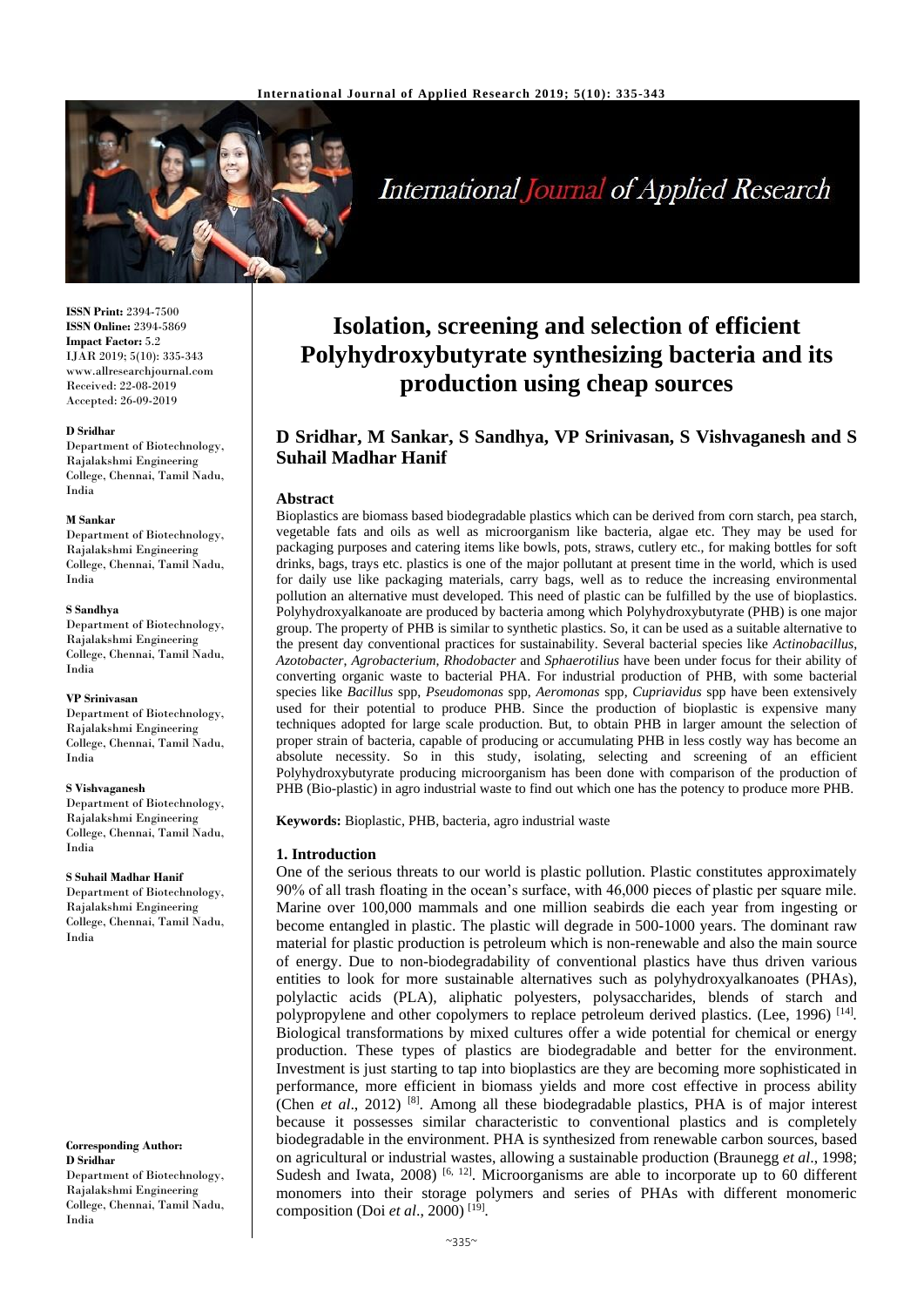# Isolation, screening and selection of efficient Polyhydroxybutyrate synthesizing bacteria and its production using cheap sources

## D Sridhar, M Sankar, S Sandhya, VP Srinivasan, S Vishvaganesh and S Suhail Madhar Hanif

**ISSN Print:** 2394-7500
**ISSN Online:** 2394-5869
**Impact Factor:** 5.2
IJAR 2019; 5(10): 335-343
www.allresearchjournal.com
Received: 22-08-2019
Accepted: 26-09-2019

**D Sridhar**
Department of Biotechnology, Rajalakshmi Engineering College, Chennai, Tamil Nadu, India

**M Sankar**
Department of Biotechnology, Rajalakshmi Engineering College, Chennai, Tamil Nadu, India

**S Sandhya**
Department of Biotechnology, Rajalakshmi Engineering College, Chennai, Tamil Nadu, India

**VP Srinivasan**
Department of Biotechnology, Rajalakshmi Engineering College, Chennai, Tamil Nadu, India

**S Vishvaganesh**
Department of Biotechnology, Rajalakshmi Engineering College, Chennai, Tamil Nadu, India

**S Suhail Madhar Hanif**
Department of Biotechnology, Rajalakshmi Engineering College, Chennai, Tamil Nadu, India

**Corresponding Author:**
**D Sridhar**
Department of Biotechnology, Rajalakshmi Engineering College, Chennai, Tamil Nadu, India

### Abstract

Bioplastics are biomass based biodegradable plastics which can be derived from corn starch, pea starch, vegetable fats and oils as well as microorganism like bacteria, algae etc. They may be used for packaging purposes and catering items like bowls, pots, straws, cutlery etc., for making bottles for soft drinks, bags, trays etc. plastics is one of the major pollutant at present time in the world, which is used for daily use like packaging materials, carry bags, well as to reduce the increasing environmental pollution an alternative must developed. This need of plastic can be fulfilled by the use of bioplastics. Polyhydroxyalkanoate are produced by bacteria among which Polyhydroxybutyrate (PHB) is one major group. The property of PHB is similar to synthetic plastics. So, it can be used as a suitable alternative to the present day conventional practices for sustainability. Several bacterial species like *Actinobacillus*, *Azotobacter*, *Agrobacterium*, *Rhodobacter* and *Sphaerotilius* have been under focus for their ability of converting organic waste to bacterial PHA. For industrial production of PHB, with some bacterial species like *Bacillus* spp, *Pseudomonas* spp, *Aeromonas* spp, *Cupriavidus* spp have been extensively used for their potential to produce PHB. Since the production of bioplastic is expensive many techniques adopted for large scale production. But, to obtain PHB in larger amount the selection of proper strain of bacteria, capable of producing or accumulating PHB in less costly way has become an absolute necessity. So in this study, isolating, selecting and screening of an efficient Polyhydroxybutyrate producing microorganism has been done with comparison of the production of PHB (Bio-plastic) in agro industrial waste to find out which one has the potency to produce more PHB.

**Keywords:** Bioplastic, PHB, bacteria, agro industrial waste

### 1. Introduction

One of the serious threats to our world is plastic pollution. Plastic constitutes approximately 90% of all trash floating in the ocean's surface, with 46,000 pieces of plastic per square mile. Marine over 100,000 mammals and one million seabirds die each year from ingesting or become entangled in plastic. The plastic will degrade in 500-1000 years. The dominant raw material for plastic production is petroleum which is non-renewable and also the main source of energy. Due to non-biodegradability of conventional plastics have thus driven various entities to look for more sustainable alternatives such as polyhydroxyalkanoates (PHAs), polylactic acids (PLA), aliphatic polyesters, polysaccharides, blends of starch and polypropylene and other copolymers to replace petroleum derived plastics. (Lee, 1996) [14]. Biological transformations by mixed cultures offer a wide potential for chemical or energy production. These types of plastics are biodegradable and better for the environment. Investment is just starting to tap into bioplastics are they are becoming more sophisticated in performance, more efficient in biomass yields and more cost effective in process ability (Chen *et al*., 2012) [8]. Among all these biodegradable plastics, PHA is of major interest because it possesses similar characteristic to conventional plastics and is completely biodegradable in the environment. PHA is synthesized from renewable carbon sources, based on agricultural or industrial wastes, allowing a sustainable production (Braunegg *et al*., 1998; Sudesh and Iwata, 2008) [6, 12]. Microorganisms are able to incorporate up to 60 different monomers into their storage polymers and series of PHAs with different monomeric composition (Doi *et al*., 2000) [19].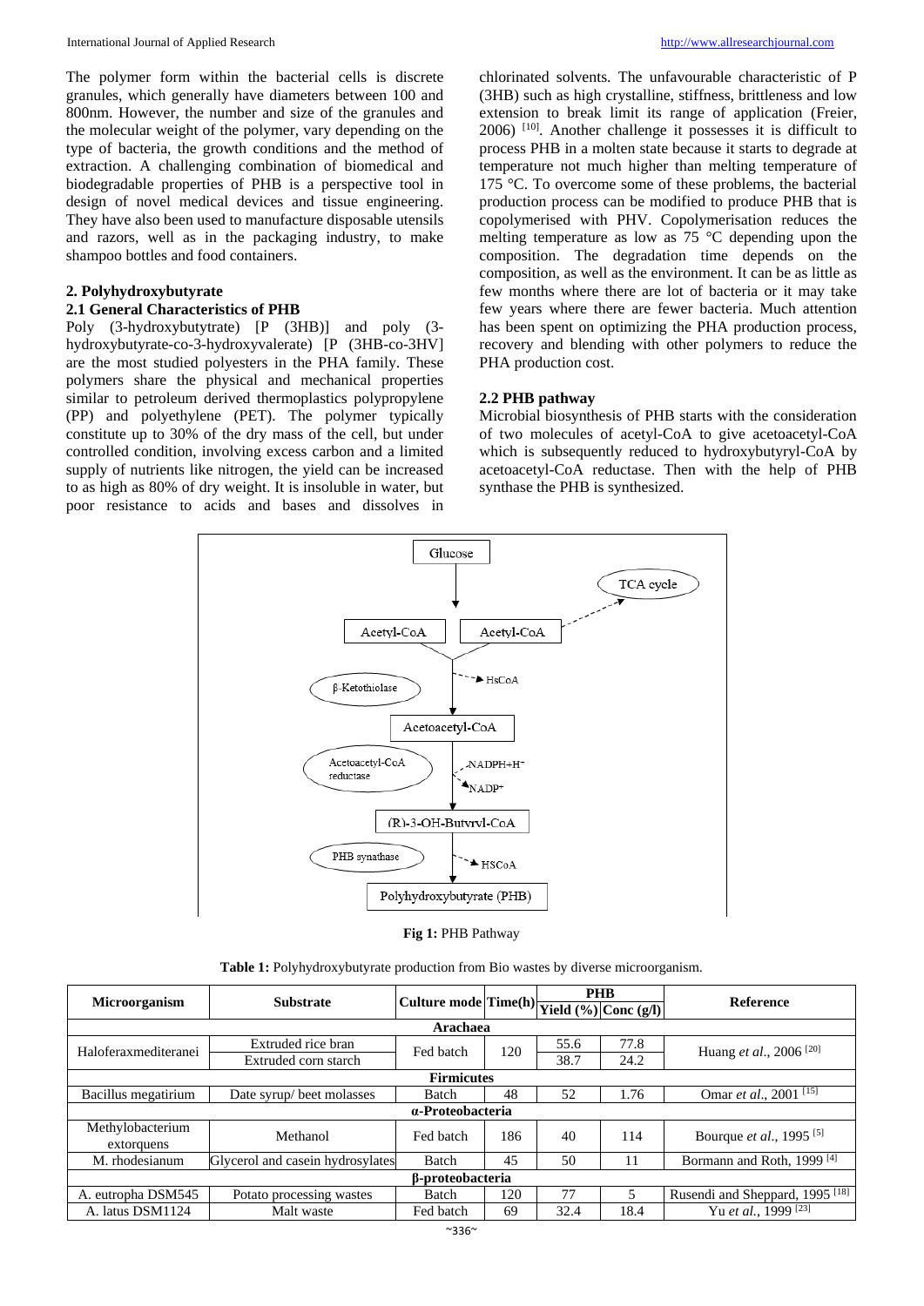The polymer form within the bacterial cells is discrete granules, which generally have diameters between 100 and 800nm. However, the number and size of the granules and the molecular weight of the polymer, vary depending on the type of bacteria, the growth conditions and the method of extraction. A challenging combination of biomedical and biodegradable properties of PHB is a perspective tool in design of novel medical devices and tissue engineering. They have also been used to manufacture disposable utensils and razors, well as in the packaging industry, to make shampoo bottles and food containers.

## 2. Polyhydroxybutyrate

### 2.1 General Characteristics of PHB

Poly (3-hydroxybutytrate) [P (3HB)] and poly (3-hydroxybutyrate-co-3-hydroxyvalerate) [P (3HB-co-3HV] are the most studied polyesters in the PHA family. These polymers share the physical and mechanical properties similar to petroleum derived thermoplastics polypropylene (PP) and polyethylene (PET). The polymer typically constitute up to 30% of the dry mass of the cell, but under controlled condition, involving excess carbon and a limited supply of nutrients like nitrogen, the yield can be increased to as high as 80% of dry weight. It is insoluble in water, but poor resistance to acids and bases and dissolves in chlorinated solvents. The unfavourable characteristic of P (3HB) such as high crystalline, stiffness, brittleness and low extension to break limit its range of application (Freier, 2006) [10]. Another challenge it possesses it is difficult to process PHB in a molten state because it starts to degrade at temperature not much higher than melting temperature of 175 °C. To overcome some of these problems, the bacterial production process can be modified to produce PHB that is copolymerised with PHV. Copolymerisation reduces the melting temperature as low as 75 °C depending upon the composition. The degradation time depends on the composition, as well as the environment. It can be as little as few months where there are lot of bacteria or it may take few years where there are fewer bacteria. Much attention has been spent on optimizing the PHA production process, recovery and blending with other polymers to reduce the PHA production cost.

### 2.2 PHB pathway

Microbial biosynthesis of PHB starts with the consideration of two molecules of acetyl-CoA to give acetoacetyl-CoA which is subsequently reduced to hydroxybutyryl-CoA by acetoacetyl-CoA reductase. Then with the help of PHB synthase the PHB is synthesized.

Glucose → Acetyl-CoA + Acetyl-CoA (→ TCA cycle)
β-Ketothiolase (→ HsCoA) → Acetoacetyl-CoA
Acetoacetyl-CoA reductase ($NADPH+H^+$ → $NADP^+$) → (R)-3-OH-Butyryl-CoA
PHB synathase (→ HSCoA) → Polyhydroxybutyrate (PHB)

**Fig 1:** PHB Pathway

**Table 1:** Polyhydroxybutyrate production from Bio wastes by diverse microorganism.

| Microorganism | Substrate | Culture mode | Time(h) | PHB | | Reference |
|---|---|---|---|---|---|---|
| | | | | Yield (%) | Conc (g/l) | |
| **Arachaea** | | | | | | |
| Haloferaxmediteranei | Extruded rice bran | Fed batch | 120 | 55.6 | 77.8 | Huang *et al.*, 2006 [20] |
| | Extruded corn starch | | | 38.7 | 24.2 | |
| **Firmicutes** | | | | | | |
| Bacillus megatirium | Date syrup/ beet molasses | Batch | 48 | 52 | 1.76 | Omar *et al.*, 2001 [15] |
| **α-Proteobacteria** | | | | | | |
| Methylobacterium extorquens | Methanol | Fed batch | 186 | 40 | 114 | Bourque *et al.*, 1995 [5] |
| M. rhodesianum | Glycerol and casein hydrosylates | Batch | 45 | 50 | 11 | Bormann and Roth, 1999 [4] |
| **β-proteobacteria** | | | | | | |
| A. eutropha DSM545 | Potato processing wastes | Batch | 120 | 77 | 5 | Rusendi and Sheppard, 1995 [18] |
| A. latus DSM1124 | Malt waste | Fed batch | 69 | 32.4 | 18.4 | Yu *et al.*, 1999 [23] |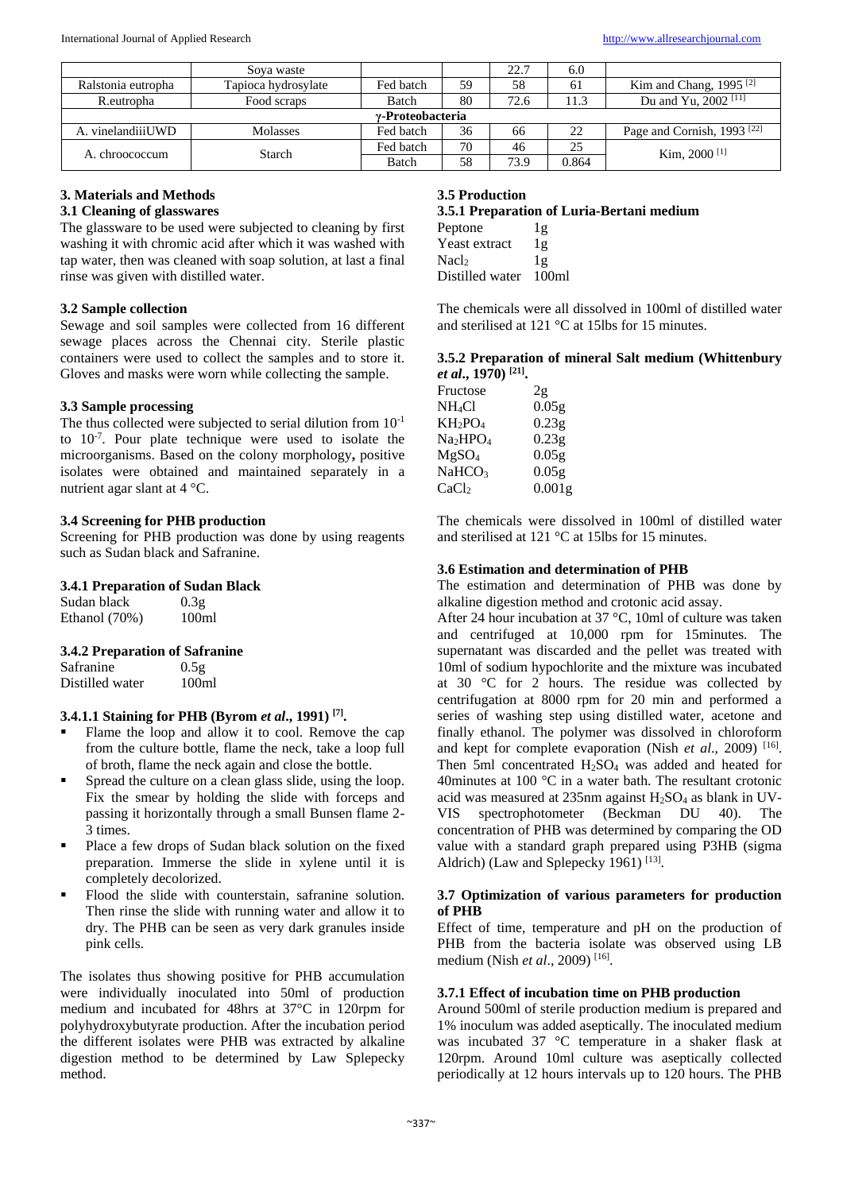| | Soya waste | | | 22.7 | 6.0 | |
|---|---|---|---|---|---|---|
| Ralstonia eutropha | Tapioca hydrosylate | Fed batch | 59 | 58 | 61 | Kim and Chang, 1995 [2] |
| R.eutropha | Food scraps | Batch | 80 | 72.6 | 11.3 | Du and Yu, 2002 [11] |
| γ-Proteobacteria | | | | | | |
| A. vinelandiiiUWD | Molasses | Fed batch | 36 | 66 | 22 | Page and Cornish, 1993 [22] |
| A. chroococcum | Starch | Fed batch | 70 | 46 | 25 | Kim, 2000 [1] |
| | | Batch | 58 | 73.9 | 0.864 | |

## 3. Materials and Methods

### 3.1 Cleaning of glasswares

The glassware to be used were subjected to cleaning by first washing it with chromic acid after which it was washed with tap water, then was cleaned with soap solution, at last a final rinse was given with distilled water.

### 3.2 Sample collection

Sewage and soil samples were collected from 16 different sewage places across the Chennai city. Sterile plastic containers were used to collect the samples and to store it. Gloves and masks were worn while collecting the sample.

### 3.3 Sample processing

The thus collected were subjected to serial dilution from $10^{-1}$ to $10^{-7}$. Pour plate technique were used to isolate the microorganisms. Based on the colony morphology**,** positive isolates were obtained and maintained separately in a nutrient agar slant at 4 °C.

### 3.4 Screening for PHB production

Screening for PHB production was done by using reagents such as Sudan black and Safranine.

#### 3.4.1 Preparation of Sudan Black

| | |
|---|---|
| Sudan black | 0.3g |
| Ethanol (70%) | 100ml |

#### 3.4.2 Preparation of Safranine

| | |
|---|---|
| Safranine | 0.5g |
| Distilled water | 100ml |

#### 3.4.1.1 Staining for PHB (Byrom *et al*., 1991) [7].

- Flame the loop and allow it to cool. Remove the cap from the culture bottle, flame the neck, take a loop full of broth, flame the neck again and close the bottle.
- Spread the culture on a clean glass slide, using the loop. Fix the smear by holding the slide with forceps and passing it horizontally through a small Bunsen flame 2-3 times.
- Place a few drops of Sudan black solution on the fixed preparation. Immerse the slide in xylene until it is completely decolorized.
- Flood the slide with counterstain, safranine solution. Then rinse the slide with running water and allow it to dry. The PHB can be seen as very dark granules inside pink cells.

The isolates thus showing positive for PHB accumulation were individually inoculated into 50ml of production medium and incubated for 48hrs at 37°C in 120rpm for polyhydroxybutyrate production. After the incubation period the different isolates were PHB was extracted by alkaline digestion method to be determined by Law Splepecky method.

### 3.5 Production

#### 3.5.1 Preparation of Luria-Bertani medium

| | |
|---|---|
| Peptone | 1g |
| Yeast extract | 1g |
| $NaCl_2$ | 1g |
| Distilled water | 100ml |

The chemicals were all dissolved in 100ml of distilled water and sterilised at 121 °C at 15lbs for 15 minutes.

#### 3.5.2 Preparation of mineral Salt medium (Whittenbury *et al*., 1970) [21].

| | |
|---|---|
| Fructose | 2g |
| $NH_4Cl$ | 0.05g |
| $KH_2PO_4$ | 0.23g |
| $Na_2HPO_4$ | 0.23g |
| $MgSO_4$ | 0.05g |
| $NaHCO_3$ | 0.05g |
| $CaCl_2$ | 0.001g |

The chemicals were dissolved in 100ml of distilled water and sterilised at 121 °C at 15lbs for 15 minutes.

### 3.6 Estimation and determination of PHB

The estimation and determination of PHB was done by alkaline digestion method and crotonic acid assay.

After 24 hour incubation at 37 °C, 10ml of culture was taken and centrifuged at 10,000 rpm for 15minutes. The supernatant was discarded and the pellet was treated with 10ml of sodium hypochlorite and the mixture was incubated at 30 °C for 2 hours. The residue was collected by centrifugation at 8000 rpm for 20 min and performed a series of washing step using distilled water, acetone and finally ethanol. The polymer was dissolved in chloroform and kept for complete evaporation (Nish *et al*., 2009) [16]. Then 5ml concentrated $H_2SO_4$ was added and heated for 40minutes at 100 °C in a water bath. The resultant crotonic acid was measured at 235nm against $H_2SO_4$ as blank in UV-VIS spectrophotometer (Beckman DU 40). The concentration of PHB was determined by comparing the OD value with a standard graph prepared using P3HB (sigma Aldrich) (Law and Splepecky 1961) [13].

### 3.7 Optimization of various parameters for production of PHB

Effect of time, temperature and pH on the production of PHB from the bacteria isolate was observed using LB medium (Nish *et al*., 2009) [16].

#### 3.7.1 Effect of incubation time on PHB production

Around 500ml of sterile production medium is prepared and 1% inoculum was added aseptically. The inoculated medium was incubated 37 °C temperature in a shaker flask at 120rpm. Around 10ml culture was aseptically collected periodically at 12 hours intervals up to 120 hours. The PHB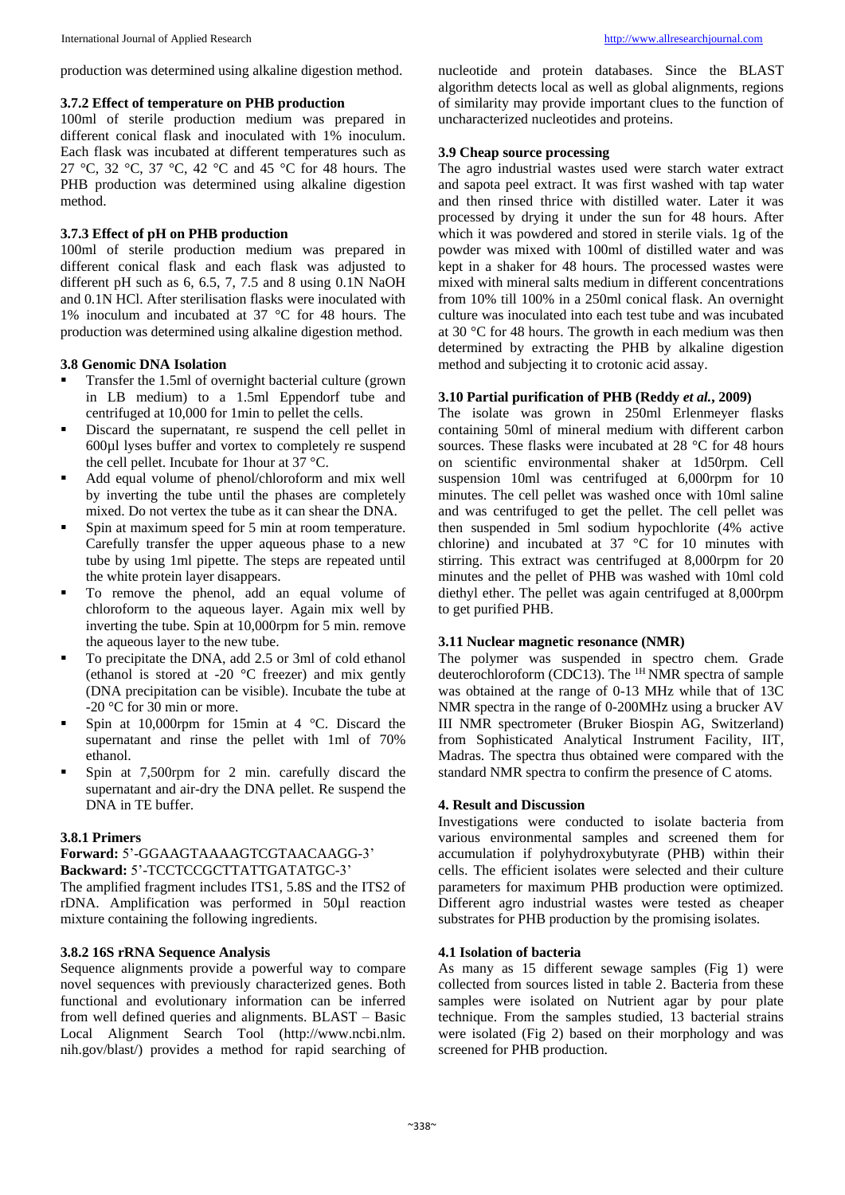production was determined using alkaline digestion method.

### 3.7.2 Effect of temperature on PHB production

100ml of sterile production medium was prepared in different conical flask and inoculated with 1% inoculum. Each flask was incubated at different temperatures such as 27 °C, 32 °C, 37 °C, 42 °C and 45 °C for 48 hours. The PHB production was determined using alkaline digestion method.

### 3.7.3 Effect of pH on PHB production

100ml of sterile production medium was prepared in different conical flask and each flask was adjusted to different pH such as 6, 6.5, 7, 7.5 and 8 using 0.1N NaOH and 0.1N HCl. After sterilisation flasks were inoculated with 1% inoculum and incubated at 37 °C for 48 hours. The production was determined using alkaline digestion method.

### 3.8 Genomic DNA Isolation

- Transfer the 1.5ml of overnight bacterial culture (grown in LB medium) to a 1.5ml Eppendorf tube and centrifuged at 10,000 for 1min to pellet the cells.
- Discard the supernatant, re suspend the cell pellet in 600µl lyses buffer and vortex to completely re suspend the cell pellet. Incubate for 1hour at 37 °C.
- Add equal volume of phenol/chloroform and mix well by inverting the tube until the phases are completely mixed. Do not vertex the tube as it can shear the DNA.
- Spin at maximum speed for 5 min at room temperature. Carefully transfer the upper aqueous phase to a new tube by using 1ml pipette. The steps are repeated until the white protein layer disappears.
- To remove the phenol, add an equal volume of chloroform to the aqueous layer. Again mix well by inverting the tube. Spin at 10,000rpm for 5 min. remove the aqueous layer to the new tube.
- To precipitate the DNA, add 2.5 or 3ml of cold ethanol (ethanol is stored at -20 °C freezer) and mix gently (DNA precipitation can be visible). Incubate the tube at -20 °C for 30 min or more.
- Spin at 10,000rpm for 15min at 4 °C. Discard the supernatant and rinse the pellet with 1ml of 70% ethanol.
- Spin at 7,500rpm for 2 min. carefully discard the supernatant and air-dry the DNA pellet. Re suspend the DNA in TE buffer.

### 3.8.1 Primers

**Forward:** 5'-GGAAGTAAAAGTCGTAACAAGG-3'
**Backward:** 5'-TCCTCCGCTTATTGATATGC-3'

The amplified fragment includes ITS1, 5.8S and the ITS2 of rDNA. Amplification was performed in 50µl reaction mixture containing the following ingredients.

### 3.8.2 16S rRNA Sequence Analysis

Sequence alignments provide a powerful way to compare novel sequences with previously characterized genes. Both functional and evolutionary information can be inferred from well defined queries and alignments. BLAST – Basic Local Alignment Search Tool (http://www.ncbi.nlm.nih.gov/blast/) provides a method for rapid searching of nucleotide and protein databases. Since the BLAST algorithm detects local as well as global alignments, regions of similarity may provide important clues to the function of uncharacterized nucleotides and proteins.

### 3.9 Cheap source processing

The agro industrial wastes used were starch water extract and sapota peel extract. It was first washed with tap water and then rinsed thrice with distilled water. Later it was processed by drying it under the sun for 48 hours. After which it was powdered and stored in sterile vials. 1g of the powder was mixed with 100ml of distilled water and was kept in a shaker for 48 hours. The processed wastes were mixed with mineral salts medium in different concentrations from 10% till 100% in a 250ml conical flask. An overnight culture was inoculated into each test tube and was incubated at 30 °C for 48 hours. The growth in each medium was then determined by extracting the PHB by alkaline digestion method and subjecting it to crotonic acid assay.

### 3.10 Partial purification of PHB (Reddy *et al.*, 2009)

The isolate was grown in 250ml Erlenmeyer flasks containing 50ml of mineral medium with different carbon sources. These flasks were incubated at 28 °C for 48 hours on scientific environmental shaker at 1d50rpm. Cell suspension 10ml was centrifuged at 6,000rpm for 10 minutes. The cell pellet was washed once with 10ml saline and was centrifuged to get the pellet. The cell pellet was then suspended in 5ml sodium hypochlorite (4% active chlorine) and incubated at 37 °C for 10 minutes with stirring. This extract was centrifuged at 8,000rpm for 20 minutes and the pellet of PHB was washed with 10ml cold diethyl ether. The pellet was again centrifuged at 8,000rpm to get purified PHB.

### 3.11 Nuclear magnetic resonance (NMR)

The polymer was suspended in spectro chem. Grade deuterochloroform (CDC13). The $^{1H}$ NMR spectra of sample was obtained at the range of 0-13 MHz while that of 13C NMR spectra in the range of 0-200MHz using a brucker AV III NMR spectrometer (Bruker Biospin AG, Switzerland) from Sophisticated Analytical Instrument Facility, IIT, Madras. The spectra thus obtained were compared with the standard NMR spectra to confirm the presence of C atoms.

## 4. Result and Discussion

Investigations were conducted to isolate bacteria from various environmental samples and screened them for accumulation if polyhydroxybutyrate (PHB) within their cells. The efficient isolates were selected and their culture parameters for maximum PHB production were optimized. Different agro industrial wastes were tested as cheaper substrates for PHB production by the promising isolates.

### 4.1 Isolation of bacteria

As many as 15 different sewage samples (Fig 1) were collected from sources listed in table 2. Bacteria from these samples were isolated on Nutrient agar by pour plate technique. From the samples studied, 13 bacterial strains were isolated (Fig 2) based on their morphology and was screened for PHB production.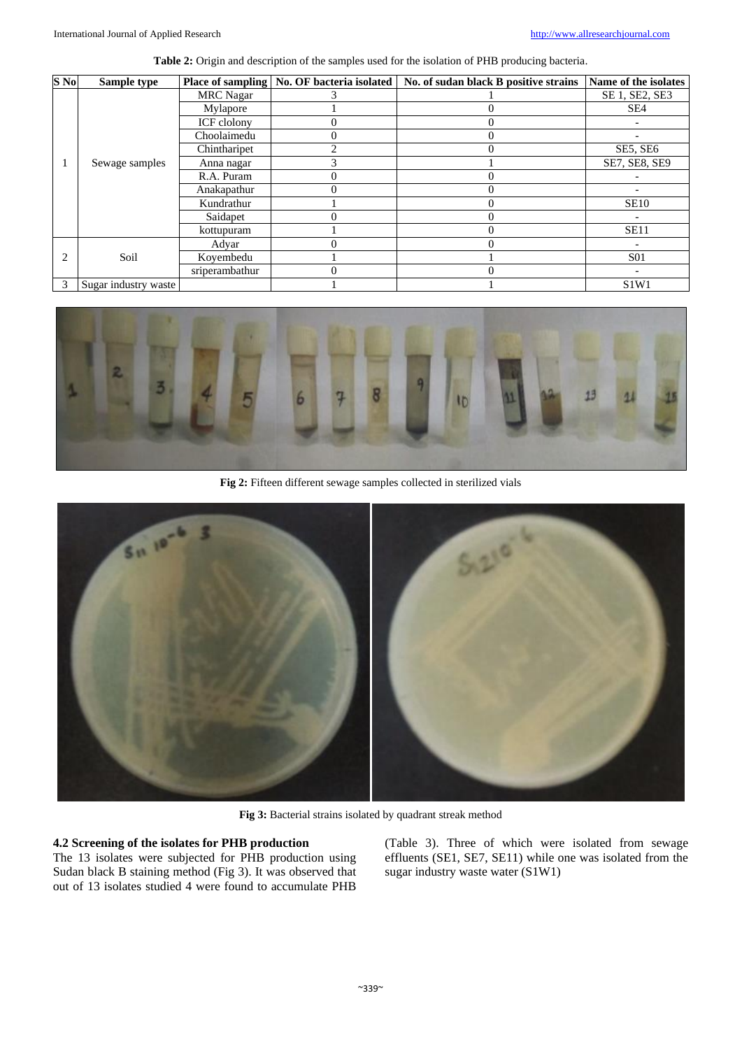**Table 2:** Origin and description of the samples used for the isolation of PHB producing bacteria.

| S No | Sample type | Place of sampling | No. OF bacteria isolated | No. of sudan black B positive strains | Name of the isolates |
|---|---|---|---|---|---|
| 1 | Sewage samples | MRC Nagar | 3 | 1 | SE 1, SE2, SE3 |
| | | Mylapore | 1 | 0 | SE4 |
| | | ICF clolony | 0 | 0 | - |
| | | Choolaimedu | 0 | 0 | - |
| | | Chintharipet | 2 | 0 | SE5, SE6 |
| | | Anna nagar | 3 | 1 | SE7, SE8, SE9 |
| | | R.A. Puram | 0 | 0 | - |
| | | Anakapathur | 0 | 0 | - |
| | | Kundrathur | 1 | 0 | SE10 |
| | | Saidapet | 0 | 0 | - |
| | | kottupuram | 1 | 0 | SE11 |
| 2 | Soil | Adyar | 0 | 0 | - |
| | | Koyembedu | 1 | 1 | S01 |
| | | sriperambathur | 0 | 0 | - |
| 3 | Sugar industry waste | | 1 | 1 | S1W1 |

**Fig 2:** Fifteen different sewage samples collected in sterilized vials

**Fig 3:** Bacterial strains isolated by quadrant streak method

### 4.2 Screening of the isolates for PHB production

The 13 isolates were subjected for PHB production using Sudan black B staining method (Fig 3). It was observed that out of 13 isolates studied 4 were found to accumulate PHB (Table 3). Three of which were isolated from sewage effluents (SE1, SE7, SE11) while one was isolated from the sugar industry waste water (S1W1)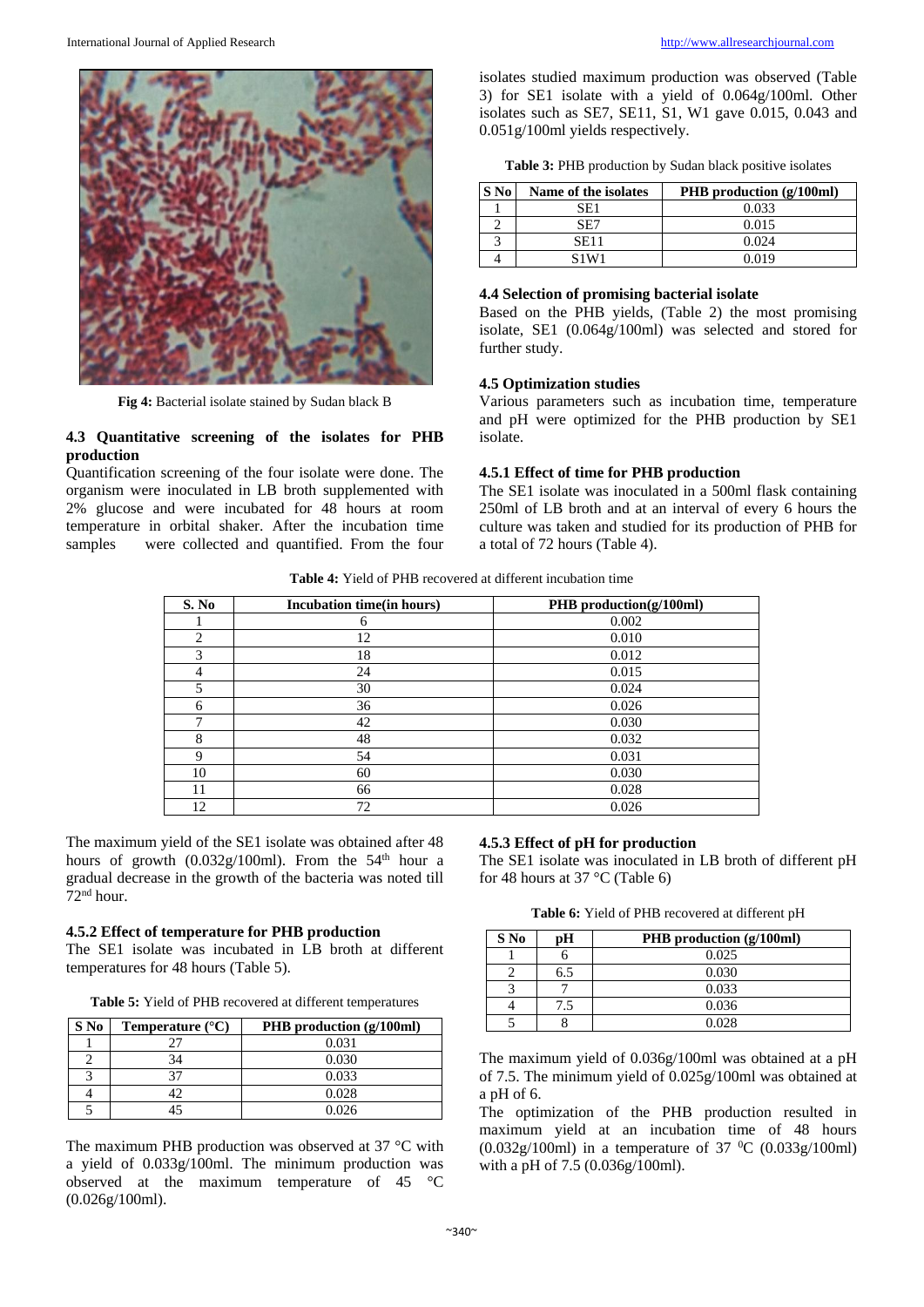Fig 4: Bacterial isolate stained by Sudan black B

### 4.3 Quantitative screening of the isolates for PHB production

Quantification screening of the four isolate were done. The organism were inoculated in LB broth supplemented with 2% glucose and were incubated for 48 hours at room temperature in orbital shaker. After the incubation time samples were collected and quantified. From the four isolates studied maximum production was observed (Table 3) for SE1 isolate with a yield of 0.064g/100ml. Other isolates such as SE7, SE11, S1, W1 gave 0.015, 0.043 and 0.051g/100ml yields respectively.

**Table 3:** PHB production by Sudan black positive isolates

| S No | Name of the isolates | PHB production (g/100ml) |
|---|---|---|
| 1 | SE1 | 0.033 |
| 2 | SE7 | 0.015 |
| 3 | SE11 | 0.024 |
| 4 | S1W1 | 0.019 |

### 4.4 Selection of promising bacterial isolate

Based on the PHB yields, (Table 2) the most promising isolate, SE1 (0.064g/100ml) was selected and stored for further study.

### 4.5 Optimization studies

Various parameters such as incubation time, temperature and pH were optimized for the PHB production by SE1 isolate.

### 4.5.1 Effect of time for PHB production

The SE1 isolate was inoculated in a 500ml flask containing 250ml of LB broth and at an interval of every 6 hours the culture was taken and studied for its production of PHB for a total of 72 hours (Table 4).

**Table 4:** Yield of PHB recovered at different incubation time

| S. No | Incubation time(in hours) | PHB production(g/100ml) |
|---|---|---|
| 1 | 6 | 0.002 |
| 2 | 12 | 0.010 |
| 3 | 18 | 0.012 |
| 4 | 24 | 0.015 |
| 5 | 30 | 0.024 |
| 6 | 36 | 0.026 |
| 7 | 42 | 0.030 |
| 8 | 48 | 0.032 |
| 9 | 54 | 0.031 |
| 10 | 60 | 0.030 |
| 11 | 66 | 0.028 |
| 12 | 72 | 0.026 |

The maximum yield of the SE1 isolate was obtained after 48 hours of growth (0.032g/100ml). From the 54th hour a gradual decrease in the growth of the bacteria was noted till 72nd hour.

### 4.5.2 Effect of temperature for PHB production

The SE1 isolate was incubated in LB broth at different temperatures for 48 hours (Table 5).

**Table 5:** Yield of PHB recovered at different temperatures

| S No | Temperature (°C) | PHB production (g/100ml) |
|---|---|---|
| 1 | 27 | 0.031 |
| 2 | 34 | 0.030 |
| 3 | 37 | 0.033 |
| 4 | 42 | 0.028 |
| 5 | 45 | 0.026 |

The maximum PHB production was observed at 37 °C with a yield of 0.033g/100ml. The minimum production was observed at the maximum temperature of 45 °C (0.026g/100ml).

### 4.5.3 Effect of pH for production

The SE1 isolate was inoculated in LB broth of different pH for 48 hours at 37 °C (Table 6)

**Table 6:** Yield of PHB recovered at different pH

| S No | pH | PHB production (g/100ml) |
|---|---|---|
| 1 | 6 | 0.025 |
| 2 | 6.5 | 0.030 |
| 3 | 7 | 0.033 |
| 4 | 7.5 | 0.036 |
| 5 | 8 | 0.028 |

The maximum yield of 0.036g/100ml was obtained at a pH of 7.5. The minimum yield of 0.025g/100ml was obtained at a pH of 6.

The optimization of the PHB production resulted in maximum yield at an incubation time of 48 hours (0.032g/100ml) in a temperature of 37 $^0$C (0.033g/100ml) with a pH of 7.5 (0.036g/100ml).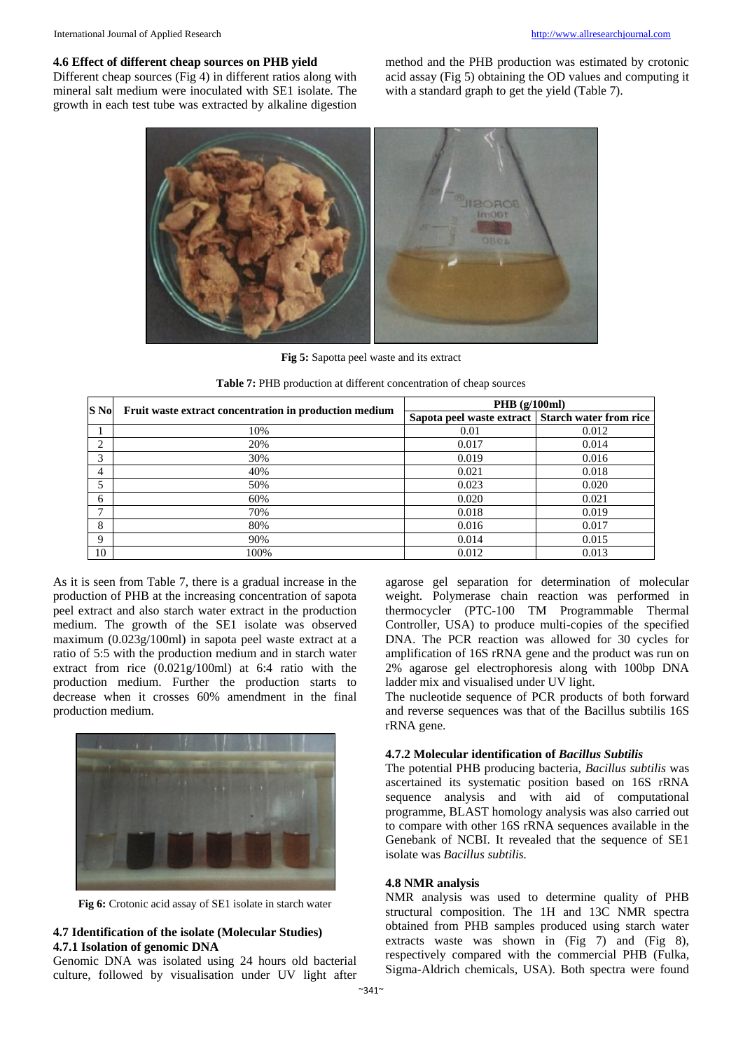### 4.6 Effect of different cheap sources on PHB yield

Different cheap sources (Fig 4) in different ratios along with mineral salt medium were inoculated with SE1 isolate. The growth in each test tube was extracted by alkaline digestion method and the PHB production was estimated by crotonic acid assay (Fig 5) obtaining the OD values and computing it with a standard graph to get the yield (Table 7).

**Fig 5:** Sapotta peel waste and its extract

**Table 7:** PHB production at different concentration of cheap sources

| S No | Fruit waste extract concentration in production medium | PHB (g/100ml) | |
|---|---|---|---|
| | | Sapota peel waste extract | Starch water from rice |
| 1 | 10% | 0.01 | 0.012 |
| 2 | 20% | 0.017 | 0.014 |
| 3 | 30% | 0.019 | 0.016 |
| 4 | 40% | 0.021 | 0.018 |
| 5 | 50% | 0.023 | 0.020 |
| 6 | 60% | 0.020 | 0.021 |
| 7 | 70% | 0.018 | 0.019 |
| 8 | 80% | 0.016 | 0.017 |
| 9 | 90% | 0.014 | 0.015 |
| 10 | 100% | 0.012 | 0.013 |

As it is seen from Table 7, there is a gradual increase in the production of PHB at the increasing concentration of sapota peel extract and also starch water extract in the production medium. The growth of the SE1 isolate was observed maximum (0.023g/100ml) in sapota peel waste extract at a ratio of 5:5 with the production medium and in starch water extract from rice (0.021g/100ml) at 6:4 ratio with the production medium. Further the production starts to decrease when it crosses 60% amendment in the final production medium.

**Fig 6:** Crotonic acid assay of SE1 isolate in starch water

### 4.7 Identification of the isolate (Molecular Studies)

#### 4.7.1 Isolation of genomic DNA

Genomic DNA was isolated using 24 hours old bacterial culture, followed by visualisation under UV light after agarose gel separation for determination of molecular weight. Polymerase chain reaction was performed in thermocycler (PTC-100 TM Programmable Thermal Controller, USA) to produce multi-copies of the specified DNA. The PCR reaction was allowed for 30 cycles for amplification of 16S rRNA gene and the product was run on 2% agarose gel electrophoresis along with 100bp DNA ladder mix and visualised under UV light.

The nucleotide sequence of PCR products of both forward and reverse sequences was that of the Bacillus subtilis 16S rRNA gene.

#### 4.7.2 Molecular identification of *Bacillus Subtilis*

The potential PHB producing bacteria, *Bacillus subtilis* was ascertained its systematic position based on 16S rRNA sequence analysis and with aid of computational programme, BLAST homology analysis was also carried out to compare with other 16S rRNA sequences available in the Genebank of NCBI. It revealed that the sequence of SE1 isolate was *Bacillus subtilis.*

### 4.8 NMR analysis

NMR analysis was used to determine quality of PHB structural composition. The 1H and 13C NMR spectra obtained from PHB samples produced using starch water extracts waste was shown in (Fig 7) and (Fig 8), respectively compared with the commercial PHB (Fulka, Sigma-Aldrich chemicals, USA). Both spectra were found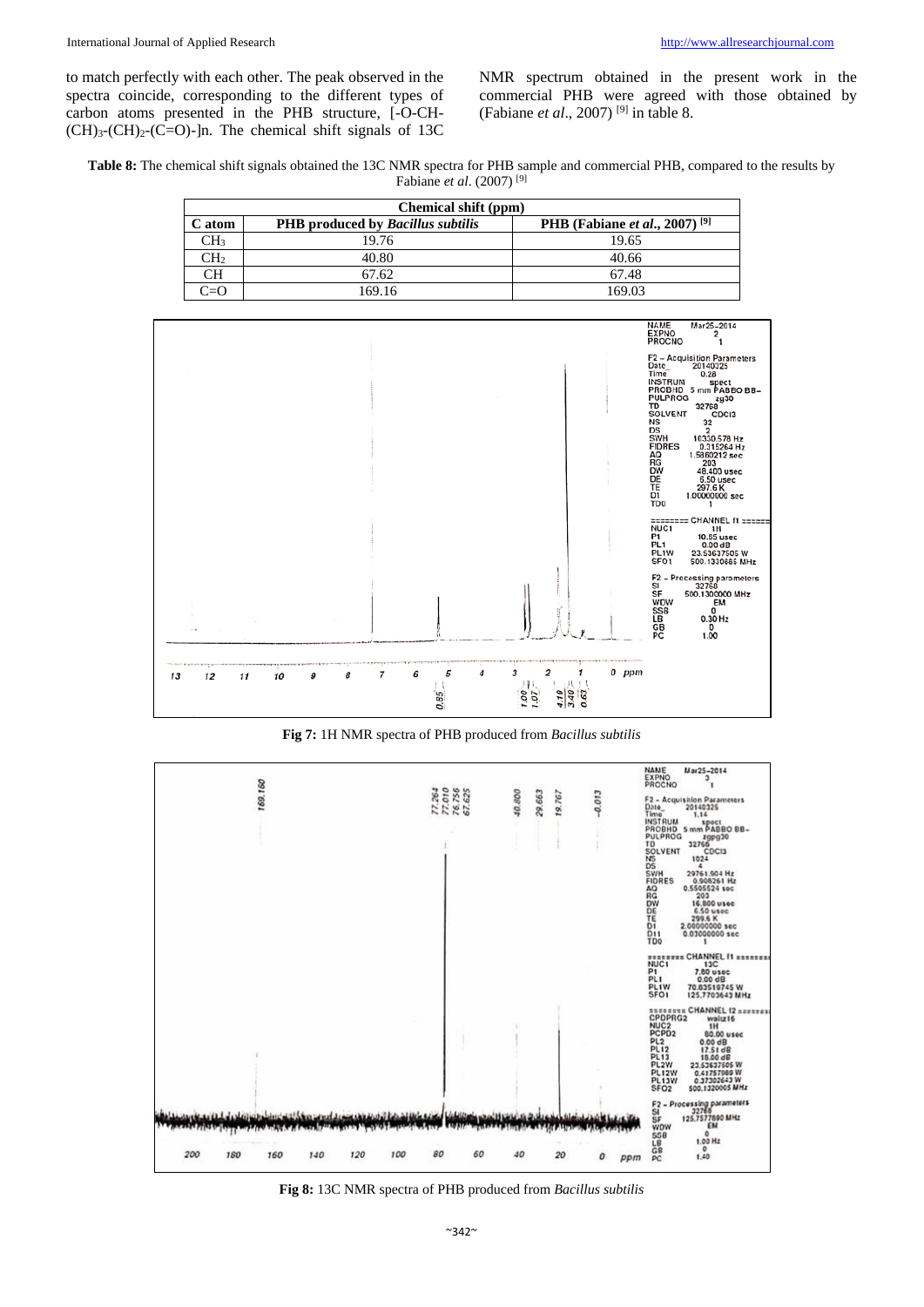to match perfectly with each other. The peak observed in the spectra coincide, corresponding to the different types of carbon atoms presented in the PHB structure, [-O-CH-$(CH)_3$-$(CH)_2$-(C=O)-]n. The chemical shift signals of 13C NMR spectrum obtained in the present work in the commercial PHB were agreed with those obtained by (Fabiane *et al*., 2007) [9] in table 8.

**Table 8:** The chemical shift signals obtained the 13C NMR spectra for PHB sample and commercial PHB, compared to the results by Fabiane *et al*. (2007) [9]

| C atom | Chemical shift (ppm) | |
|---|---|---|
| | **PHB produced by *Bacillus subtilis*** | **PHB (Fabiane *et al*., 2007) [9]** |
| $CH_3$ | 19.76 | 19.65 |
| $CH_2$ | 40.80 | 40.66 |
| CH | 67.62 | 67.48 |
| C=O | 169.16 | 169.03 |

**Fig 7:** 1H NMR spectra of PHB produced from *Bacillus subtilis*

**Fig 8:** 13C NMR spectra of PHB produced from *Bacillus subtilis*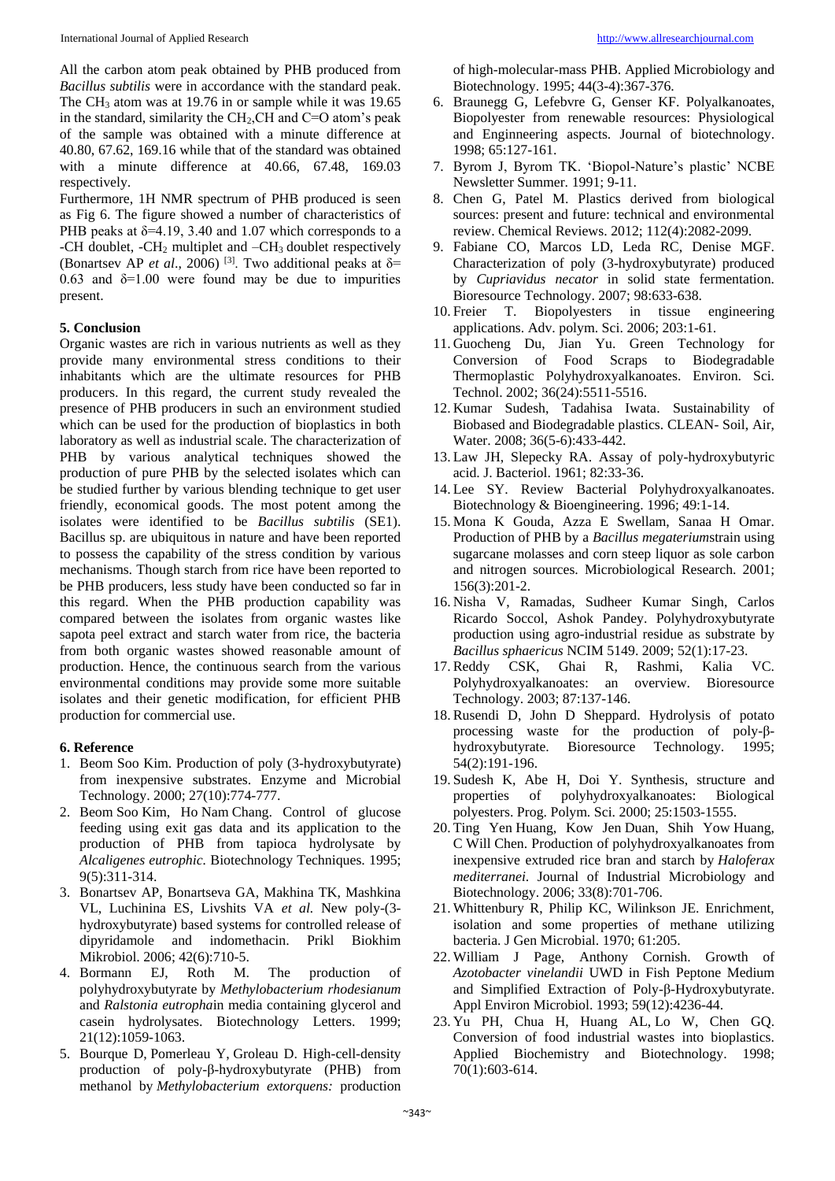All the carbon atom peak obtained by PHB produced from *Bacillus subtilis* were in accordance with the standard peak. The $CH_3$ atom was at 19.76 in or sample while it was 19.65 in the standard, similarity the $CH_2$,CH and C=O atom's peak of the sample was obtained with a minute difference at 40.80, 67.62, 169.16 while that of the standard was obtained with a minute difference at 40.66, 67.48, 169.03 respectively.

Furthermore, 1H NMR spectrum of PHB produced is seen as Fig 6. The figure showed a number of characteristics of PHB peaks at $\delta$=4.19, 3.40 and 1.07 which corresponds to a -CH doublet, -$CH_2$ multiplet and –$CH_3$ doublet respectively (Bonartsev AP *et al*., 2006) [3]. Two additional peaks at $\delta$= 0.63 and $\delta$=1.00 were found may be due to impurities present.

## 5. Conclusion

Organic wastes are rich in various nutrients as well as they provide many environmental stress conditions to their inhabitants which are the ultimate resources for PHB producers. In this regard, the current study revealed the presence of PHB producers in such an environment studied which can be used for the production of bioplastics in both laboratory as well as industrial scale. The characterization of PHB by various analytical techniques showed the production of pure PHB by the selected isolates which can be studied further by various blending technique to get user friendly, economical goods. The most potent among the isolates were identified to be *Bacillus subtilis* (SE1). Bacillus sp. are ubiquitous in nature and have been reported to possess the capability of the stress condition by various mechanisms. Though starch from rice have been reported to be PHB producers, less study have been conducted so far in this regard. When the PHB production capability was compared between the isolates from organic wastes like sapota peel extract and starch water from rice, the bacteria from both organic wastes showed reasonable amount of production. Hence, the continuous search from the various environmental conditions may provide some more suitable isolates and their genetic modification, for efficient PHB production for commercial use.

## 6. Reference

1. Beom Soo Kim. Production of poly (3-hydroxybutyrate) from inexpensive substrates. Enzyme and Microbial Technology. 2000; 27(10):774-777.
2. Beom Soo Kim, Ho Nam Chang. Control of glucose feeding using exit gas data and its application to the production of PHB from tapioca hydrolysate by *Alcaligenes eutrophic*. Biotechnology Techniques. 1995; 9(5):311-314.
3. Bonartsev AP, Bonartseva GA, Makhina TK, Mashkina VL, Luchinina ES, Livshits VA *et al.* New poly-(3-hydroxybutyrate) based systems for controlled release of dipyridamole and indomethacin. Prikl Biokhim Mikrobiol. 2006; 42(6):710-5.
4. Bormann EJ, Roth M. The production of polyhydroxybutyrate by *Methylobacterium rhodesianum* and *Ralstonia eutropha*in media containing glycerol and casein hydrolysates. Biotechnology Letters. 1999; 21(12):1059-1063.
5. Bourque D, Pomerleau Y, Groleau D. High-cell-density production of poly-β-hydroxybutyrate (PHB) from methanol by *Methylobacterium extorquens:* production of high-molecular-mass PHB. Applied Microbiology and Biotechnology. 1995; 44(3-4):367-376.
6. Braunegg G, Lefebvre G, Genser KF. Polyalkanoates, Biopolyester from renewable resources: Physiological and Enginneering aspects. Journal of biotechnology. 1998; 65:127-161.
7. Byrom J, Byrom TK. 'Biopol-Nature's plastic' NCBE Newsletter Summer. 1991; 9-11.
8. Chen G, Patel M. Plastics derived from biological sources: present and future: technical and environmental review. Chemical Reviews. 2012; 112(4):2082-2099.
9. Fabiane CO, Marcos LD, Leda RC, Denise MGF. Characterization of poly (3-hydroxybutyrate) produced by *Cupriavidus necator* in solid state fermentation. Bioresource Technology. 2007; 98:633-638.
10. Freier T. Biopolyesters in tissue engineering applications. Adv. polym. Sci. 2006; 203:1-61.
11. Guocheng Du, Jian Yu. Green Technology for Conversion of Food Scraps to Biodegradable Thermoplastic Polyhydroxyalkanoates. Environ. Sci. Technol. 2002; 36(24):5511-5516.
12. Kumar Sudesh, Tadahisa Iwata. Sustainability of Biobased and Biodegradable plastics. CLEAN- Soil, Air, Water. 2008; 36(5-6):433-442.
13. Law JH, Slepecky RA. Assay of poly-hydroxybutyric acid. J. Bacteriol. 1961; 82:33-36.
14. Lee SY. Review Bacterial Polyhydroxyalkanoates. Biotechnology & Bioengineering. 1996; 49:1-14.
15. Mona K Gouda, Azza E Swellam, Sanaa H Omar. Production of PHB by a *Bacillus megaterium*strain using sugarcane molasses and corn steep liquor as sole carbon and nitrogen sources. Microbiological Research. 2001; 156(3):201-2.
16. Nisha V, Ramadas, Sudheer Kumar Singh, Carlos Ricardo Soccol, Ashok Pandey. Polyhydroxybutyrate production using agro-industrial residue as substrate by *Bacillus sphaericus* NCIM 5149. 2009; 52(1):17-23.
17. Reddy CSK, Ghai R, Rashmi, Kalia VC. Polyhydroxyalkanoates: an overview. Bioresource Technology. 2003; 87:137-146.
18. Rusendi D, John D Sheppard. Hydrolysis of potato processing waste for the production of poly-β-hydroxybutyrate. Bioresource Technology. 1995; 54(2):191-196.
19. Sudesh K, Abe H, Doi Y. Synthesis, structure and properties of polyhydroxyalkanoates: Biological polyesters. Prog. Polym. Sci. 2000; 25:1503-1555.
20. Ting Yen Huang, Kow Jen Duan, Shih Yow Huang, C Will Chen. Production of polyhydroxyalkanoates from inexpensive extruded rice bran and starch by *Haloferax mediterranei*. Journal of Industrial Microbiology and Biotechnology. 2006; 33(8):701-706.
21. Whittenbury R, Philip KC, Wilinkson JE. Enrichment, isolation and some properties of methane utilizing bacteria. J Gen Microbial. 1970; 61:205.
22. William J Page, Anthony Cornish. Growth of *Azotobacter vinelandii* UWD in Fish Peptone Medium and Simplified Extraction of Poly-β-Hydroxybutyrate. Appl Environ Microbiol. 1993; 59(12):4236-44.
23. Yu PH, Chua H, Huang AL, Lo W, Chen GQ. Conversion of food industrial wastes into bioplastics. Applied Biochemistry and Biotechnology. 1998; 70(1):603-614.